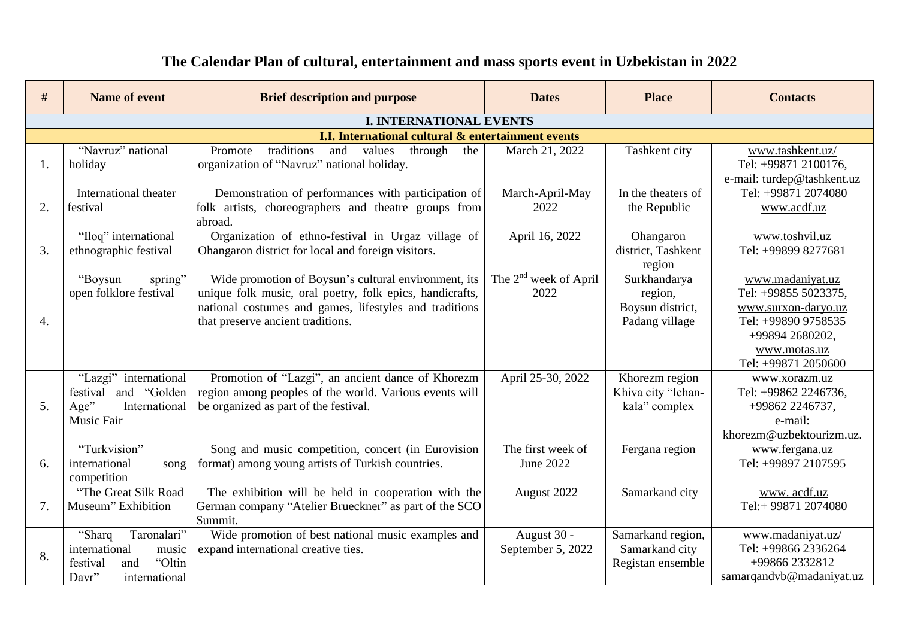# The Calendar Plan of cultural, entertainment and mass sports event in Uzbekistan in 2022

| # | Name of event | Brief description and purpose | Dates | Place | Contacts |
|---|---|---|---|---|---|
| **I. INTERNATIONAL EVENTS** | | | | | |
| **I.I. International cultural & entertainment events** | | | | | |
| 1. | "Navruz" national holiday | Promote traditions and values through the organization of "Navruz" national holiday. | March 21, 2022 | Tashkent city | www.tashkent.uz/ Tel: +99871 2100176, e-mail: turdep@tashkent.uz |
| 2. | International theater festival | Demonstration of performances with participation of folk artists, choreographers and theatre groups from abroad. | March-April-May 2022 | In the theaters of the Republic | Tel: +99871 2074080 www.acdf.uz |
| 3. | "Iloq" international ethnographic festival | Organization of ethno-festival in Urgaz village of Ohangaron district for local and foreign visitors. | April 16, 2022 | Ohangaron district, Tashkent region | www.toshvil.uz Tel: +99899 8277681 |
| 4. | "Boysun spring" open folklore festival | Wide promotion of Boysun's cultural environment, its unique folk music, oral poetry, folk epics, handicrafts, national costumes and games, lifestyles and traditions that preserve ancient traditions. | The 2nd week of April 2022 | Surkhandarya region, Boysun district, Padang village | www.madaniyat.uz Tel: +99855 5023375, www.surxon-daryo.uz Tel: +99890 9758535 +99894 2680202, www.motas.uz Tel: +99871 2050600 |
| 5. | "Lazgi" international festival and "Golden Age" International Music Fair | Promotion of "Lazgi", an ancient dance of Khorezm region among peoples of the world. Various events will be organized as part of the festival. | April 25-30, 2022 | Khorezm region Khiva city "Ichan-kala" complex | www.xorazm.uz Tel: +99862 2246736, +99862 2246737, e-mail: khorezm@uzbektourizm.uz. |
| 6. | "Turkvision" international song competition | Song and music competition, concert (in Eurovision format) among young artists of Turkish countries. | The first week of June 2022 | Fergana region | www.fergana.uz Tel: +99897 2107595 |
| 7. | "The Great Silk Road Museum" Exhibition | The exhibition will be held in cooperation with the German company "Atelier Brueckner" as part of the SCO Summit. | August 2022 | Samarkand city | www. acdf.uz Tel:+ 99871 2074080 |
| 8. | "Sharq Taronalari" international music festival and "Oltin Davr" international | Wide promotion of best national music examples and expand international creative ties. | August 30 - September 5, 2022 | Samarkand region, Samarkand city Registan ensemble | www.madaniyat.uz/ Tel: +99866 2336264 +99866 2332812 samarqandvb@madaniyat.uz |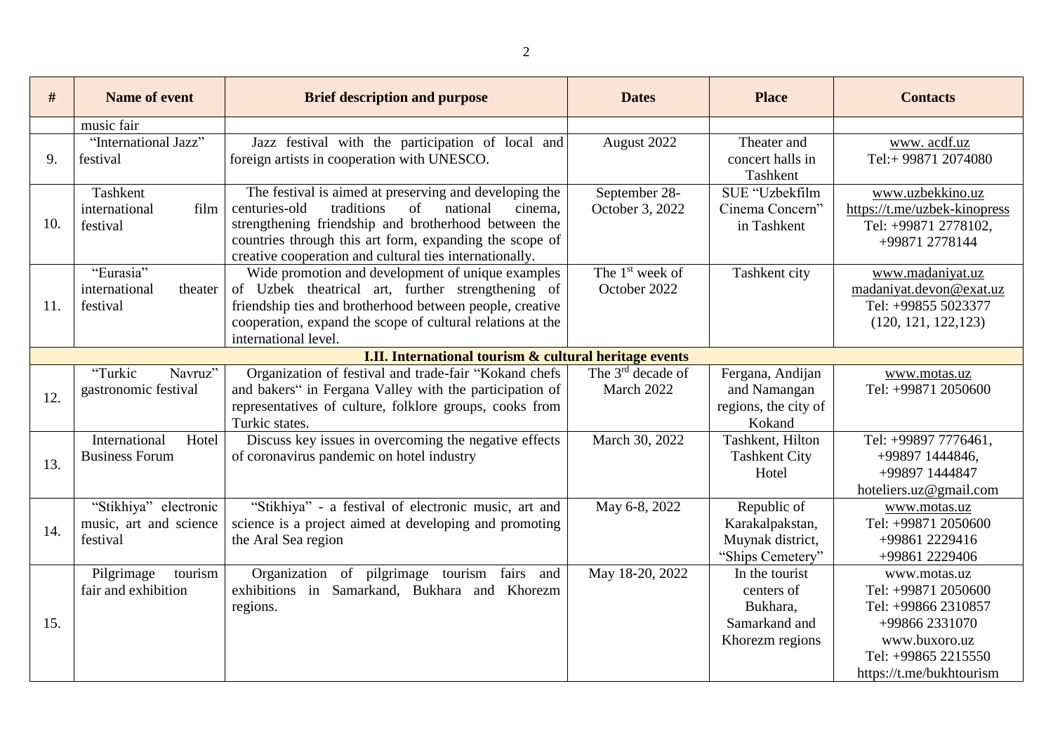| # | Name of event | Brief description and purpose | Dates | Place | Contacts |
|---|---|---|---|---|---|
| | music fair | | | | |
| 9. | "International Jazz" festival | Jazz festival with the participation of local and foreign artists in cooperation with UNESCO. | August 2022 | Theater and concert halls in Tashkent | www. acdf.uz Tel:+ 99871 2074080 |
| 10. | Tashkent international film festival | The festival is aimed at preserving and developing the centuries-old traditions of national cinema, strengthening friendship and brotherhood between the countries through this art form, expanding the scope of creative cooperation and cultural ties internationally. | September 28-October 3, 2022 | SUE "Uzbekfilm Cinema Concern" in Tashkent | www.uzbekkino.uz https://t.me/uzbek-kinopress Tel: +99871 2778102, +99871 2778144 |
| 11. | "Eurasia" international theater festival | Wide promotion and development of unique examples of Uzbek theatrical art, further strengthening of friendship ties and brotherhood between people, creative cooperation, expand the scope of cultural relations at the international level. | The 1st week of October 2022 | Tashkent city | www.madaniyat.uz madaniyat.devon@exat.uz Tel: +99855 5023377 (120, 121, 122,123) |
| | | **I.II. International tourism & cultural heritage events** | | | |
| 12. | "Turkic Navruz" gastronomic festival | Organization of festival and trade-fair "Kokand chefs and bakers" in Fergana Valley with the participation of representatives of culture, folklore groups, cooks from Turkic states. | The 3rd decade of March 2022 | Fergana, Andijan and Namangan regions, the city of Kokand | www.motas.uz Tel: +99871 2050600 |
| 13. | International Hotel Business Forum | Discuss key issues in overcoming the negative effects of coronavirus pandemic on hotel industry | March 30, 2022 | Tashkent, Hilton Tashkent City Hotel | Tel: +99897 7776461, +99897 1444846, +99897 1444847 hoteliers.uz@gmail.com |
| 14. | "Stikhiya" electronic music, art and science festival | "Stikhiya" - a festival of electronic music, art and science is a project aimed at developing and promoting the Aral Sea region | May 6-8, 2022 | Republic of Karakalpakstan, Muynak district, "Ships Cemetery" | www.motas.uz Tel: +99871 2050600 +99861 2229416 +99861 2229406 |
| 15. | Pilgrimage tourism fair and exhibition | Organization of pilgrimage tourism fairs and exhibitions in Samarkand, Bukhara and Khorezm regions. | May 18-20, 2022 | In the tourist centers of Bukhara, Samarkand and Khorezm regions | www.motas.uz Tel: +99871 2050600 Tel: +99866 2310857 +99866 2331070 www.buxoro.uz Tel: +99865 2215550 https://t.me/bukhtourism |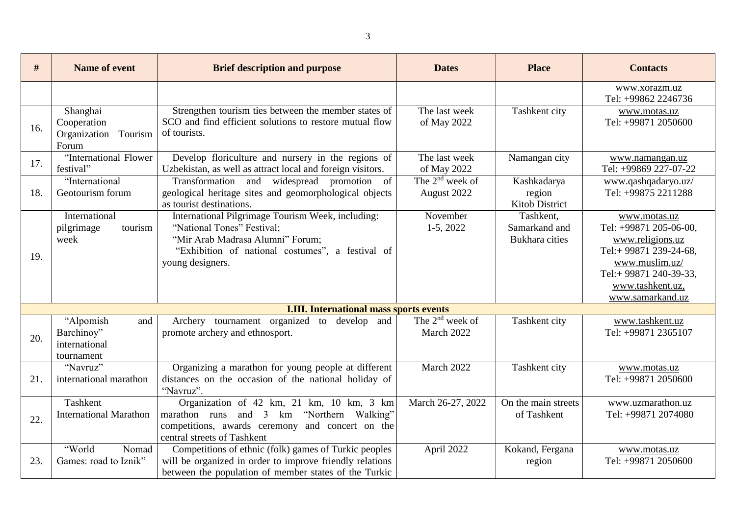| # | Name of event | Brief description and purpose | Dates | Place | Contacts |
|---|---|---|---|---|---|
| | | | | | www.xorazm.uz Tel: +99862 2246736 |
| 16. | Shanghai Cooperation Organization Tourism Forum | Strengthen tourism ties between the member states of SCO and find efficient solutions to restore mutual flow of tourists. | The last week of May 2022 | Tashkent city | www.motas.uz Tel: +99871 2050600 |
| 17. | "International Flower festival" | Develop floriculture and nursery in the regions of Uzbekistan, as well as attract local and foreign visitors. | The last week of May 2022 | Namangan city | www.namangan.uz Tel: +99869 227-07-22 |
| 18. | "International Geotourism forum | Transformation and widespread promotion of geological heritage sites and geomorphological objects as tourist destinations. | The 2nd week of August 2022 | Kashkadarya region Kitob District | www.qashqadaryo.uz/ Tel: +99875 2211288 |
| 19. | International pilgrimage tourism week | International Pilgrimage Tourism Week, including: "National Tones" Festival; "Mir Arab Madrasa Alumni" Forum; "Exhibition of national costumes", a festival of young designers. | November 1-5, 2022 | Tashkent, Samarkand and Bukhara cities | www.motas.uz Tel: +99871 205-06-00, www.religions.uz Tel:+ 99871 239-24-68, www.muslim.uz/ Tel:+ 99871 240-39-33, www.tashkent.uz, www.samarkand.uz |
| | | **I.III. International mass sports events** | | | |
| 20. | "Alpomish and Barchinoy" international tournament | Archery tournament organized to develop and promote archery and ethnosport. | The 2nd week of March 2022 | Tashkent city | www.tashkent.uz Tel: +99871 2365107 |
| 21. | "Navruz" international marathon | Organizing a marathon for young people at different distances on the occasion of the national holiday of "Navruz". | March 2022 | Tashkent city | www.motas.uz Tel: +99871 2050600 |
| 22. | Tashkent International Marathon | Organization of 42 km, 21 km, 10 km, 3 km marathon runs and 3 km "Northern Walking" competitions, awards ceremony and concert on the central streets of Tashkent | March 26-27, 2022 | On the main streets of Tashkent | www.uzmarathon.uz Tel: +99871 2074080 |
| 23. | "World Nomad Games: road to Iznik" | Competitions of ethnic (folk) games of Turkic peoples will be organized in order to improve friendly relations between the population of member states of the Turkic | April 2022 | Kokand, Fergana region | www.motas.uz Tel: +99871 2050600 |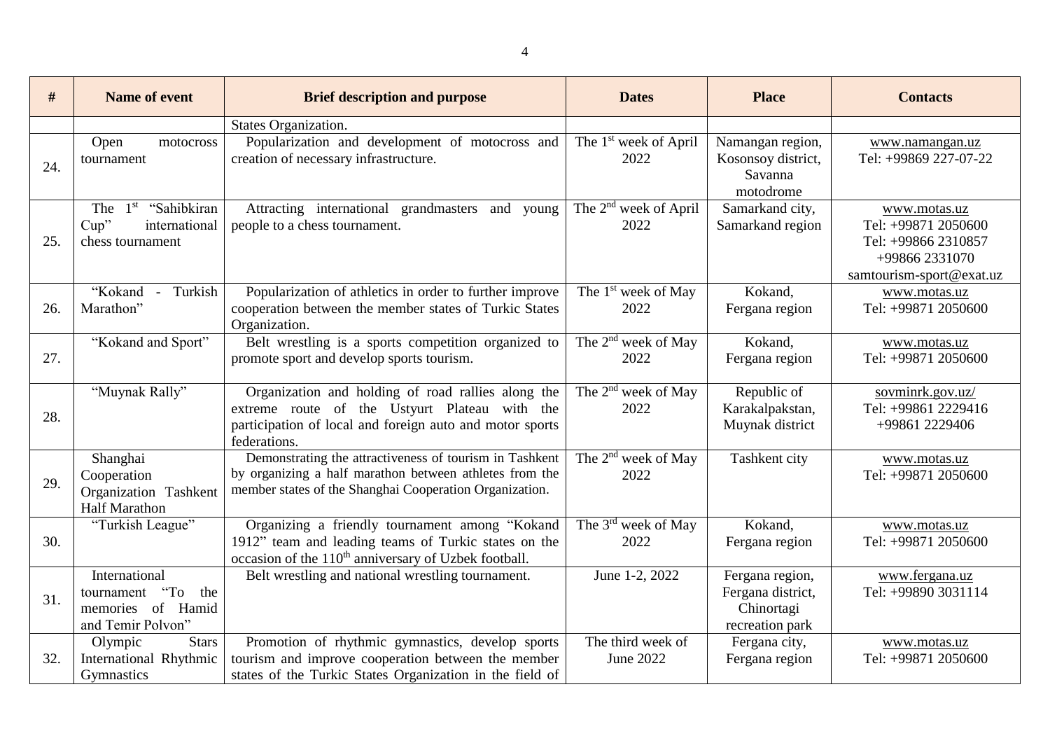| # | Name of event | Brief description and purpose | Dates | Place | Contacts |
|---|---|---|---|---|---|
| | | States Organization. | | | |
| 24. | Open motocross tournament | Popularization and development of motocross and creation of necessary infrastructure. | The 1st week of April 2022 | Namangan region, Kosonsoy district, Savanna motodrome | www.namangan.uz Tel: +99869 227-07-22 |
| 25. | The 1st "Sahibkiran Cup" international chess tournament | Attracting international grandmasters and young people to a chess tournament. | The 2nd week of April 2022 | Samarkand city, Samarkand region | www.motas.uz Tel: +99871 2050600 Tel: +99866 2310857 +99866 2331070 samtourism-sport@exat.uz |
| 26. | "Kokand - Turkish Marathon" | Popularization of athletics in order to further improve cooperation between the member states of Turkic States Organization. | The 1st week of May 2022 | Kokand, Fergana region | www.motas.uz Tel: +99871 2050600 |
| 27. | "Kokand and Sport" | Belt wrestling is a sports competition organized to promote sport and develop sports tourism. | The 2nd week of May 2022 | Kokand, Fergana region | www.motas.uz Tel: +99871 2050600 |
| 28. | "Muynak Rally" | Organization and holding of road rallies along the extreme route of the Ustyurt Plateau with the participation of local and foreign auto and motor sports federations. | The 2nd week of May 2022 | Republic of Karakalpakstan, Muynak district | sovminrk.gov.uz/ Tel: +99861 2229416 +99861 2229406 |
| 29. | Shanghai Cooperation Organization Tashkent Half Marathon | Demonstrating the attractiveness of tourism in Tashkent by organizing a half marathon between athletes from the member states of the Shanghai Cooperation Organization. | The 2nd week of May 2022 | Tashkent city | www.motas.uz Tel: +99871 2050600 |
| 30. | "Turkish League" | Organizing a friendly tournament among "Kokand 1912" team and leading teams of Turkic states on the occasion of the 110th anniversary of Uzbek football. | The 3rd week of May 2022 | Kokand, Fergana region | www.motas.uz Tel: +99871 2050600 |
| 31. | International tournament "To the memories of Hamid and Temir Polvon" | Belt wrestling and national wrestling tournament. | June 1-2, 2022 | Fergana region, Fergana district, Chinortagi recreation park | www.fergana.uz Tel: +99890 3031114 |
| 32. | Olympic Stars International Rhythmic Gymnastics | Promotion of rhythmic gymnastics, develop sports tourism and improve cooperation between the member states of the Turkic States Organization in the field of | The third week of June 2022 | Fergana city, Fergana region | www.motas.uz Tel: +99871 2050600 |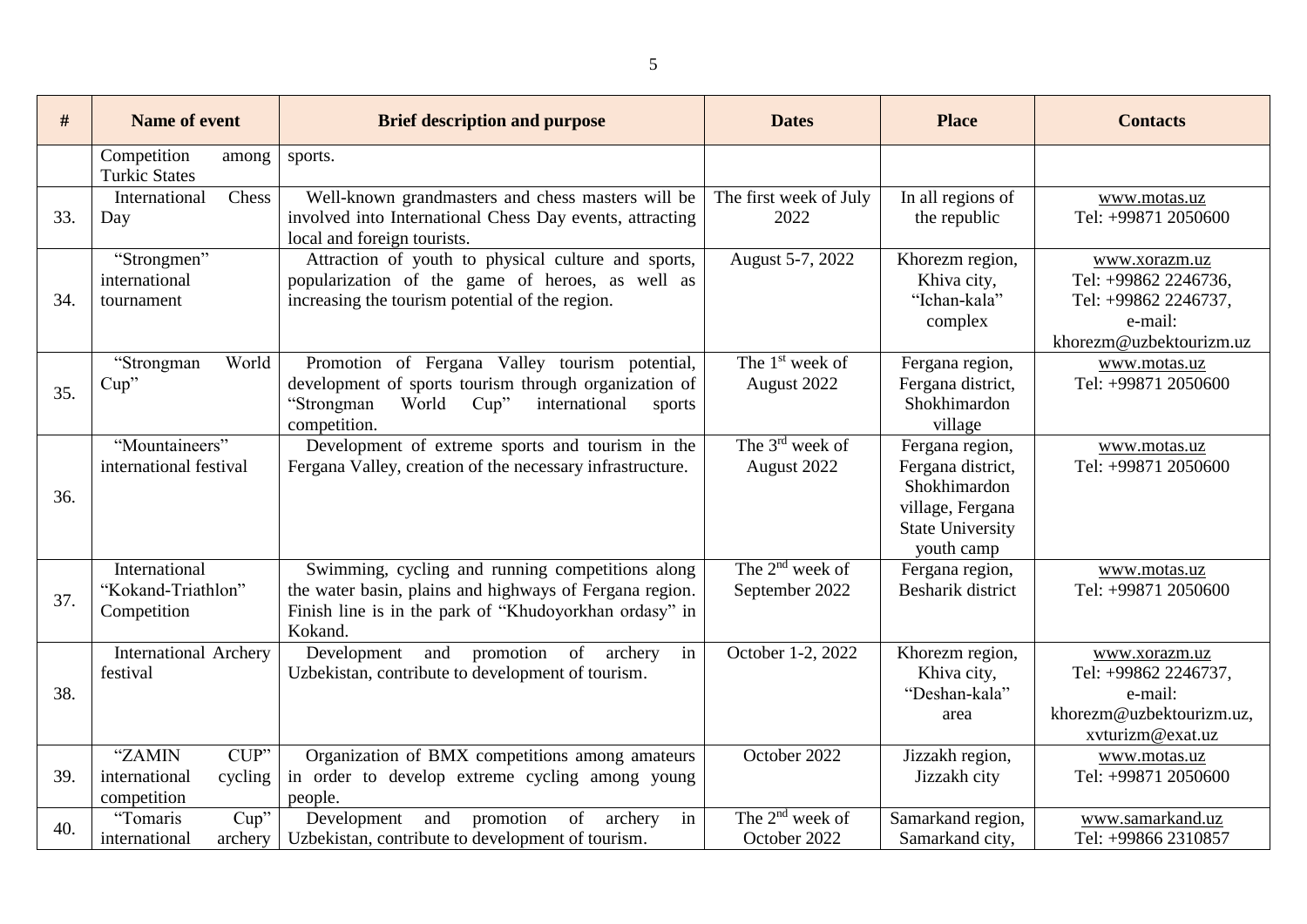| # | Name of event | Brief description and purpose | Dates | Place | Contacts |
|---|---|---|---|---|---|
| | Competition among Turkic States | sports. | | | |
| 33. | International Chess Day | Well-known grandmasters and chess masters will be involved into International Chess Day events, attracting local and foreign tourists. | The first week of July 2022 | In all regions of the republic | www.motas.uz<br>Tel: +99871 2050600 |
| 34. | "Strongmen" international tournament | Attraction of youth to physical culture and sports, popularization of the game of heroes, as well as increasing the tourism potential of the region. | August 5-7, 2022 | Khorezm region, Khiva city, "Ichan-kala" complex | www.xorazm.uz<br>Tel: +99862 2246736,<br>Tel: +99862 2246737,<br>e-mail: khorezm@uzbektourizm.uz |
| 35. | "Strongman World Cup" | Promotion of Fergana Valley tourism potential, development of sports tourism through organization of "Strongman World Cup" international sports competition. | The 1st week of August 2022 | Fergana region, Fergana district, Shokhimardon village | www.motas.uz<br>Tel: +99871 2050600 |
| 36. | "Mountaineers" international festival | Development of extreme sports and tourism in the Fergana Valley, creation of the necessary infrastructure. | The 3rd week of August 2022 | Fergana region, Fergana district, Shokhimardon village, Fergana State University youth camp | www.motas.uz<br>Tel: +99871 2050600 |
| 37. | International "Kokand-Triathlon" Competition | Swimming, cycling and running competitions along the water basin, plains and highways of Fergana region. Finish line is in the park of "Khudoyorkhan ordasy" in Kokand. | The 2nd week of September 2022 | Fergana region, Besharik district | www.motas.uz<br>Tel: +99871 2050600 |
| 38. | International Archery festival | Development and promotion of archery in Uzbekistan, contribute to development of tourism. | October 1-2, 2022 | Khorezm region, Khiva city, "Deshan-kala" area | www.xorazm.uz<br>Tel: +99862 2246737,<br>e-mail: khorezm@uzbektourizm.uz, xvturizm@exat.uz |
| 39. | "ZAMIN CUP" international cycling competition | Organization of BMX competitions among amateurs in order to develop extreme cycling among young people. | October 2022 | Jizzakh region, Jizzakh city | www.motas.uz<br>Tel: +99871 2050600 |
| 40. | "Tomaris Cup" international archery | Development and promotion of archery in Uzbekistan, contribute to development of tourism. | The 2nd week of October 2022 | Samarkand region, Samarkand city, | www.samarkand.uz<br>Tel: +99866 2310857 |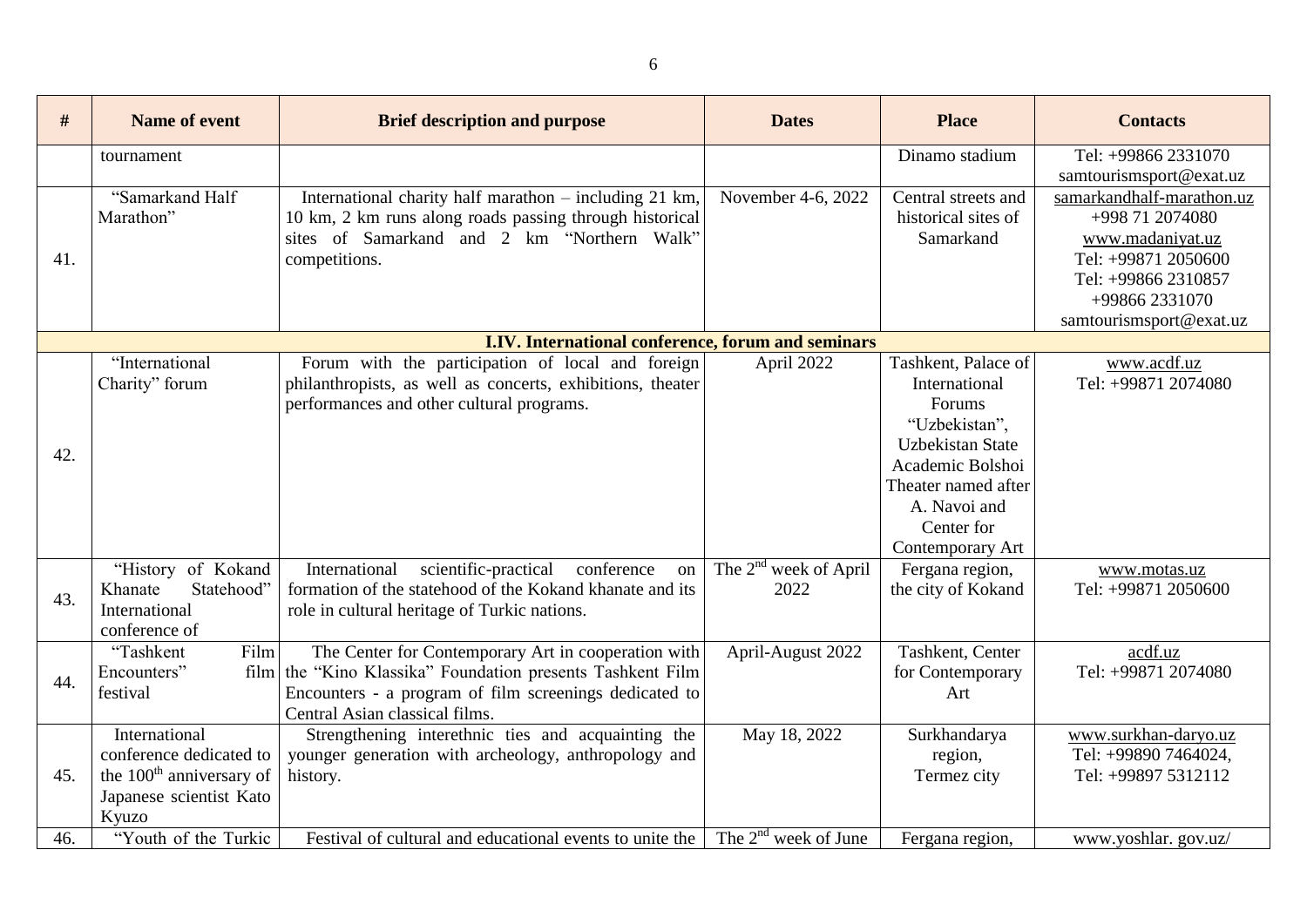| # | Name of event | Brief description and purpose | Dates | Place | Contacts |
|---|---|---|---|---|---|
| | tournament | | | Dinamo stadium | Tel: +99866 2331070 samtourismsport@exat.uz |
| 41. | "Samarkand Half Marathon" | International charity half marathon – including 21 km, 10 km, 2 km runs along roads passing through historical sites of Samarkand and 2 km "Northern Walk" competitions. | November 4-6, 2022 | Central streets and historical sites of Samarkand | samarkandhalf-marathon.uz +998 71 2074080 www.madaniyat.uz Tel: +99871 2050600 Tel: +99866 2310857 +99866 2331070 samtourismsport@exat.uz |
| **I.IV. International conference, forum and seminars** | | | | | |
| 42. | "International Charity" forum | Forum with the participation of local and foreign philanthropists, as well as concerts, exhibitions, theater performances and other cultural programs. | April 2022 | Tashkent, Palace of International Forums "Uzbekistan", Uzbekistan State Academic Bolshoi Theater named after A. Navoi and Center for Contemporary Art | www.acdf.uz Tel: +99871 2074080 |
| 43. | "History of Kokand Khanate Statehood" International conference of | International scientific-practical conference on formation of the statehood of the Kokand khanate and its role in cultural heritage of Turkic nations. | The 2nd week of April 2022 | Fergana region, the city of Kokand | www.motas.uz Tel: +99871 2050600 |
| 44. | "Tashkent Film Encounters" film festival | The Center for Contemporary Art in cooperation with the "Kino Klassika" Foundation presents Tashkent Film Encounters - a program of film screenings dedicated to Central Asian classical films. | April-August 2022 | Tashkent, Center for Contemporary Art | acdf.uz Tel: +99871 2074080 |
| 45. | International conference dedicated to the 100th anniversary of Japanese scientist Kato Kyuzo | Strengthening interethnic ties and acquainting the younger generation with archeology, anthropology and history. | May 18, 2022 | Surkhandarya region, Termez city | www.surkhan-daryo.uz Tel: +99890 7464024, Tel: +99897 5312112 |
| 46. | "Youth of the Turkic | Festival of cultural and educational events to unite the | The 2nd week of June | Fergana region, | www.yoshlar. gov.uz/ |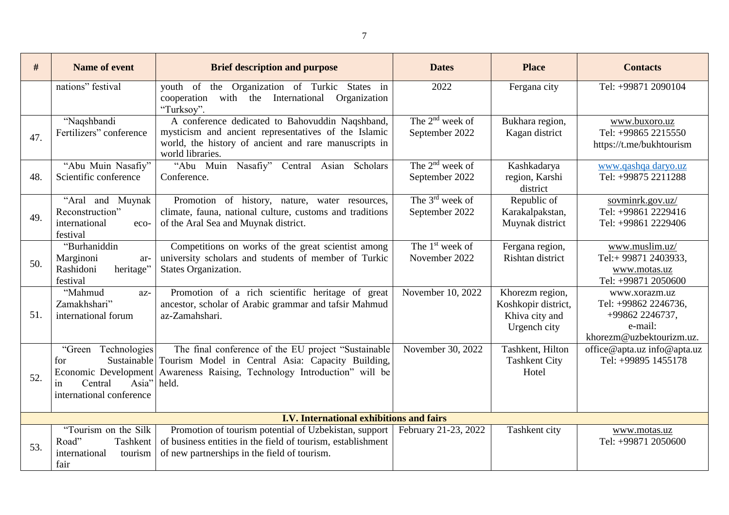| # | Name of event | Brief description and purpose | Dates | Place | Contacts |
|---|---|---|---|---|---|
| | nations" festival | youth of the Organization of Turkic States in cooperation with the International Organization "Turksoy". | 2022 | Fergana city | Tel: +99871 2090104 |
| 47. | "Naqshbandi Fertilizers" conference | A conference dedicated to Bahovuddin Naqshband, mysticism and ancient representatives of the Islamic world, the history of ancient and rare manuscripts in world libraries. | The 2[nd] week of September 2022 | Bukhara region, Kagan district | www.buxoro.uz Tel: +99865 2215550 https://t.me/bukhtourism |
| 48. | "Abu Muin Nasafiy" Scientific conference | "Abu Muin Nasafiy" Central Asian Scholars Conference. | The 2[nd] week of September 2022 | Kashkadarya region, Karshi district | www.qashqa daryo.uz Tel: +99875 2211288 |
| 49. | "Aral and Muynak Reconstruction" international eco-festival | Promotion of history, nature, water resources, climate, fauna, national culture, customs and traditions of the Aral Sea and Muynak district. | The 3[rd] week of September 2022 | Republic of Karakalpakstan, Muynak district | sovminrk.gov.uz/ Tel: +99861 2229416 Tel: +99861 2229406 |
| 50. | "Burhaniddin Marginoni ar-Rashidoni heritage" festival | Competitions on works of the great scientist among university scholars and students of member of Turkic States Organization. | The 1[st] week of November 2022 | Fergana region, Rishtan district | www.muslim.uz/ Tel:+ 99871 2403933, www.motas.uz Tel: +99871 2050600 |
| 51. | "Mahmud az-Zamakhshari" international forum | Promotion of a rich scientific heritage of great ancestor, scholar of Arabic grammar and tafsir Mahmud az-Zamahshari. | November 10, 2022 | Khorezm region, Koshkopir district, Khiva city and Urgench city | www.xorazm.uz Tel: +99862 2246736, +99862 2246737, e-mail: khorezm@uzbektourizm.uz. |
| 52. | "Green Technologies for Sustainable Economic Development in Central Asia" international conference | The final conference of the EU project "Sustainable Tourism Model in Central Asia: Capacity Building, Awareness Raising, Technology Introduction" will be held. | November 30, 2022 | Tashkent, Hilton Tashkent City Hotel | office@apta.uz info@apta.uz Tel: +99895 1455178 |
| | | **I.V. International exhibitions and fairs** | | | |
| 53. | "Tourism on the Silk Road" Tashkent international tourism fair | Promotion of tourism potential of Uzbekistan, support of business entities in the field of tourism, establishment of new partnerships in the field of tourism. | February 21-23, 2022 | Tashkent city | www.motas.uz Tel: +99871 2050600 |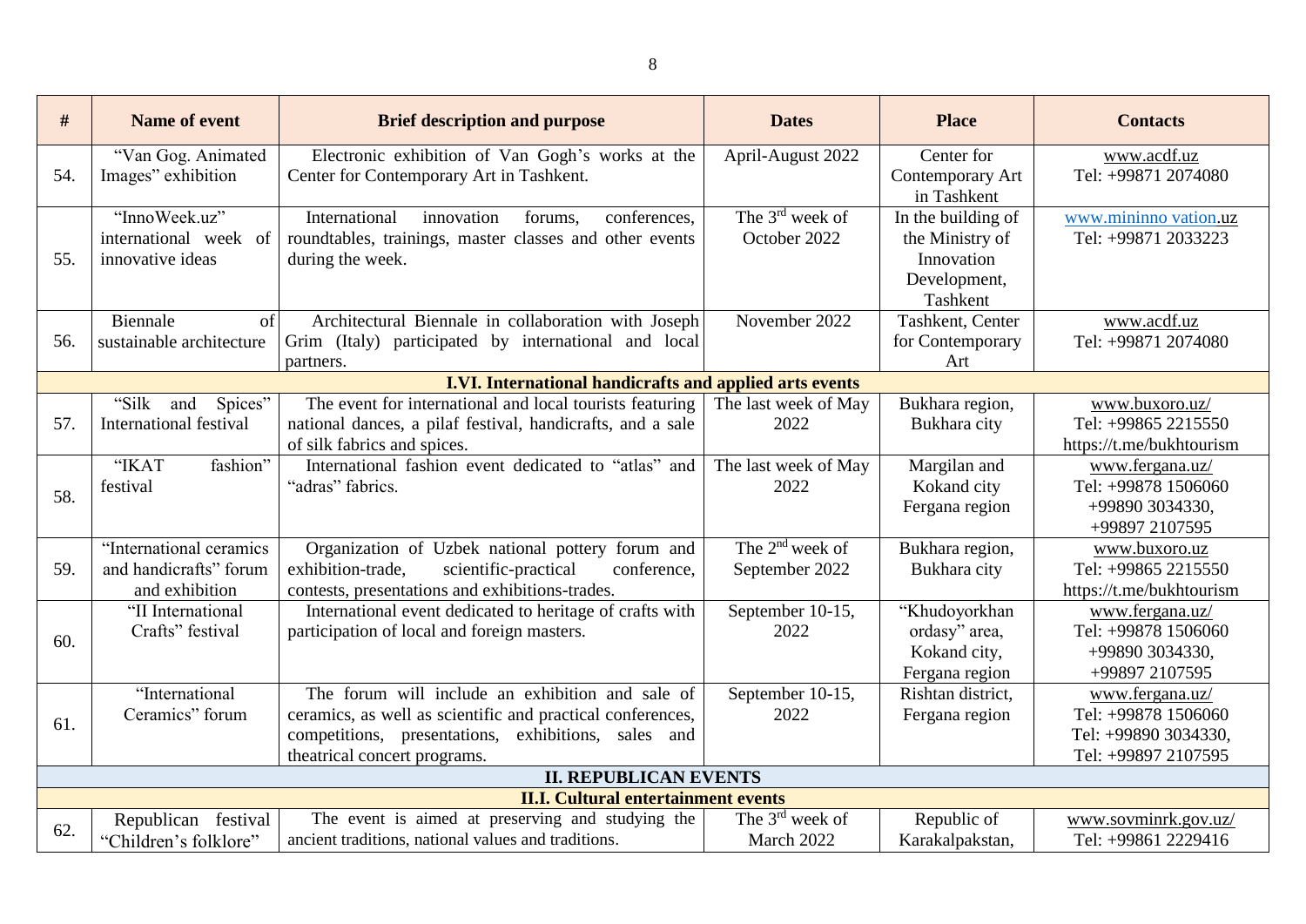| # | Name of event | Brief description and purpose | Dates | Place | Contacts |
|---|---|---|---|---|---|
| 54. | "Van Gog. Animated Images" exhibition | Electronic exhibition of Van Gogh's works at the Center for Contemporary Art in Tashkent. | April-August 2022 | Center for Contemporary Art in Tashkent | www.acdf.uz Tel: +99871 2074080 |
| 55. | "InnoWeek.uz" international week of innovative ideas | International innovation forums, conferences, roundtables, trainings, master classes and other events during the week. | The 3rd week of October 2022 | In the building of the Ministry of Innovation Development, Tashkent | www.mininno vation.uz Tel: +99871 2033223 |
| 56. | Biennale of sustainable architecture | Architectural Biennale in collaboration with Joseph Grim (Italy) participated by international and local partners. | November 2022 | Tashkent, Center for Contemporary Art | www.acdf.uz Tel: +99871 2074080 |
| **I.VI. International handicrafts and applied arts events** | | | | | |
| 57. | "Silk and Spices" International festival | The event for international and local tourists featuring national dances, a pilaf festival, handicrafts, and a sale of silk fabrics and spices. | The last week of May 2022 | Bukhara region, Bukhara city | www.buxoro.uz/ Tel: +99865 2215550 https://t.me/bukhtourism |
| 58. | "IKAT fashion" festival | International fashion event dedicated to "atlas" and "adras" fabrics. | The last week of May 2022 | Margilan and Kokand city Fergana region | www.fergana.uz/ Tel: +99878 1506060 +99890 3034330, +99897 2107595 |
| 59. | "International ceramics and handicrafts" forum and exhibition | Organization of Uzbek national pottery forum and exhibition-trade, scientific-practical conference, contests, presentations and exhibitions-trades. | The 2nd week of September 2022 | Bukhara region, Bukhara city | www.buxoro.uz Tel: +99865 2215550 https://t.me/bukhtourism |
| 60. | "II International Crafts" festival | International event dedicated to heritage of crafts with participation of local and foreign masters. | September 10-15, 2022 | "Khudoyorkhan ordasy" area, Kokand city, Fergana region | www.fergana.uz/ Tel: +99878 1506060 +99890 3034330, +99897 2107595 |
| 61. | "International Ceramics" forum | The forum will include an exhibition and sale of ceramics, as well as scientific and practical conferences, competitions, presentations, exhibitions, sales and theatrical concert programs. | September 10-15, 2022 | Rishtan district, Fergana region | www.fergana.uz/ Tel: +99878 1506060 Tel: +99890 3034330, Tel: +99897 2107595 |
| **II. REPUBLICAN EVENTS** | | | | | |
| **II.I. Cultural entertainment events** | | | | | |
| 62. | Republican festival "Children's folklore" | The event is aimed at preserving and studying the ancient traditions, national values and traditions. | The 3rd week of March 2022 | Republic of Karakalpakstan, | www.sovminrk.gov.uz/ Tel: +99861 2229416 |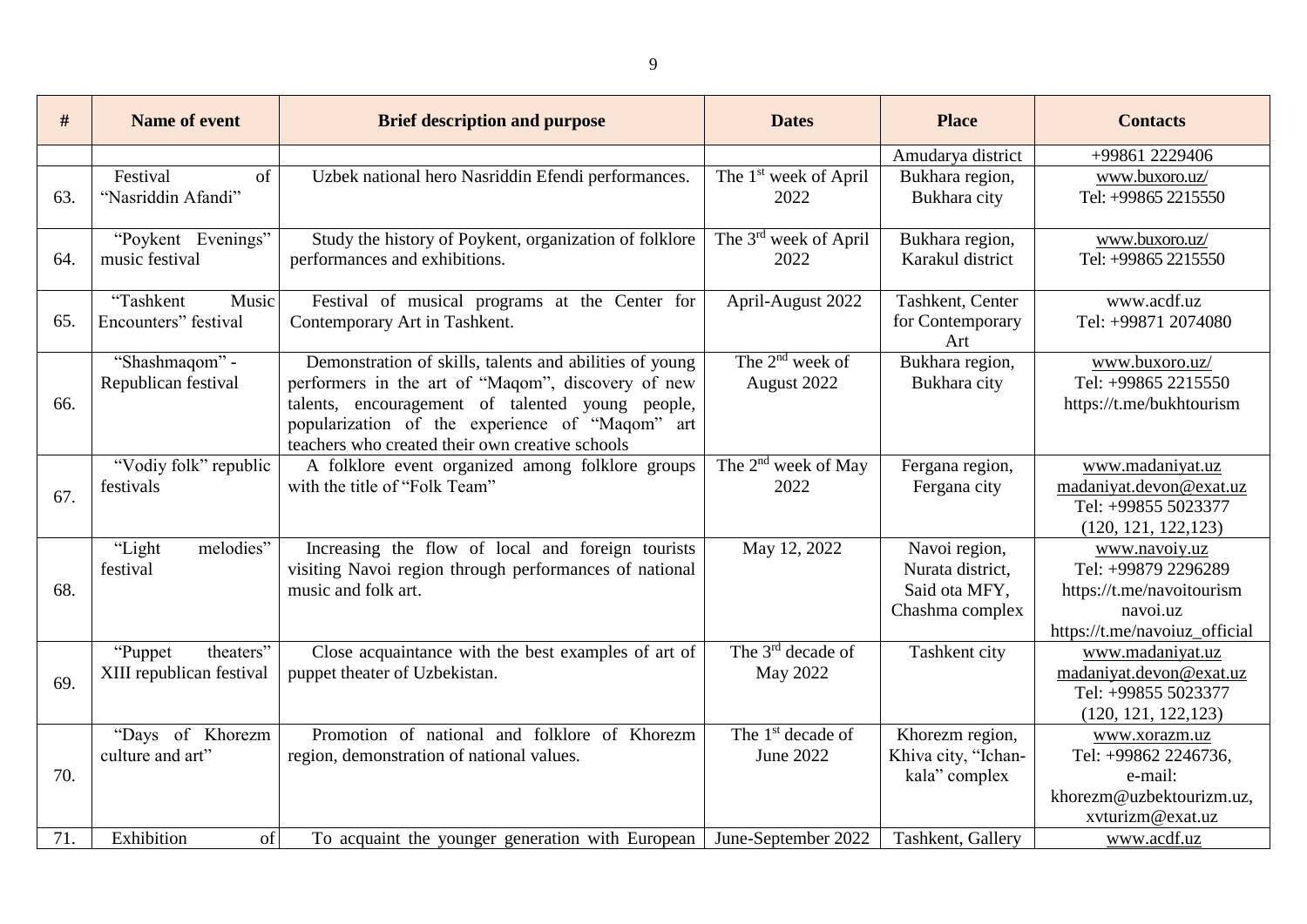| # | Name of event | Brief description and purpose | Dates | Place | Contacts |
|---|---|---|---|---|---|
| | | | | Amudarya district | +99861 2229406 |
| 63. | Festival of "Nasriddin Afandi" | Uzbek national hero Nasriddin Efendi performances. | The 1st week of April 2022 | Bukhara region, Bukhara city | www.buxoro.uz/ Tel: +99865 2215550 |
| 64. | "Poykent Evenings" music festival | Study the history of Poykent, organization of folklore performances and exhibitions. | The 3rd week of April 2022 | Bukhara region, Karakul district | www.buxoro.uz/ Tel: +99865 2215550 |
| 65. | "Tashkent Music Encounters" festival | Festival of musical programs at the Center for Contemporary Art in Tashkent. | April-August 2022 | Tashkent, Center for Contemporary Art | www.acdf.uz Tel: +99871 2074080 |
| 66. | "Shashmaqom" - Republican festival | Demonstration of skills, talents and abilities of young performers in the art of "Maqom", discovery of new talents, encouragement of talented young people, popularization of the experience of "Maqom" art teachers who created their own creative schools | The 2nd week of August 2022 | Bukhara region, Bukhara city | www.buxoro.uz/ Tel: +99865 2215550 https://t.me/bukhtourism |
| 67. | "Vodiy folk" republic festivals | A folklore event organized among folklore groups with the title of "Folk Team" | The 2nd week of May 2022 | Fergana region, Fergana city | www.madaniyat.uz madaniyat.devon@exat.uz Tel: +99855 5023377 (120, 121, 122,123) |
| 68. | "Light melodies" festival | Increasing the flow of local and foreign tourists visiting Navoi region through performances of national music and folk art. | May 12, 2022 | Navoi region, Nurata district, Said ota MFY, Chashma complex | www.navoiy.uz Tel: +99879 2296289 https://t.me/navoitourism navoi.uz https://t.me/navoiuz_official |
| 69. | "Puppet theaters" XIII republican festival | Close acquaintance with the best examples of art of puppet theater of Uzbekistan. | The 3rd decade of May 2022 | Tashkent city | www.madaniyat.uz madaniyat.devon@exat.uz Tel: +99855 5023377 (120, 121, 122,123) |
| 70. | "Days of Khorezm culture and art" | Promotion of national and folklore of Khorezm region, demonstration of national values. | The 1st decade of June 2022 | Khorezm region, Khiva city, "Ichan-kala" complex | www.xorazm.uz Tel: +99862 2246736, e-mail: khorezm@uzbektourizm.uz, xvturizm@exat.uz |
| 71. | Exhibition of | To acquaint the younger generation with European | June-September 2022 | Tashkent, Gallery | www.acdf.uz |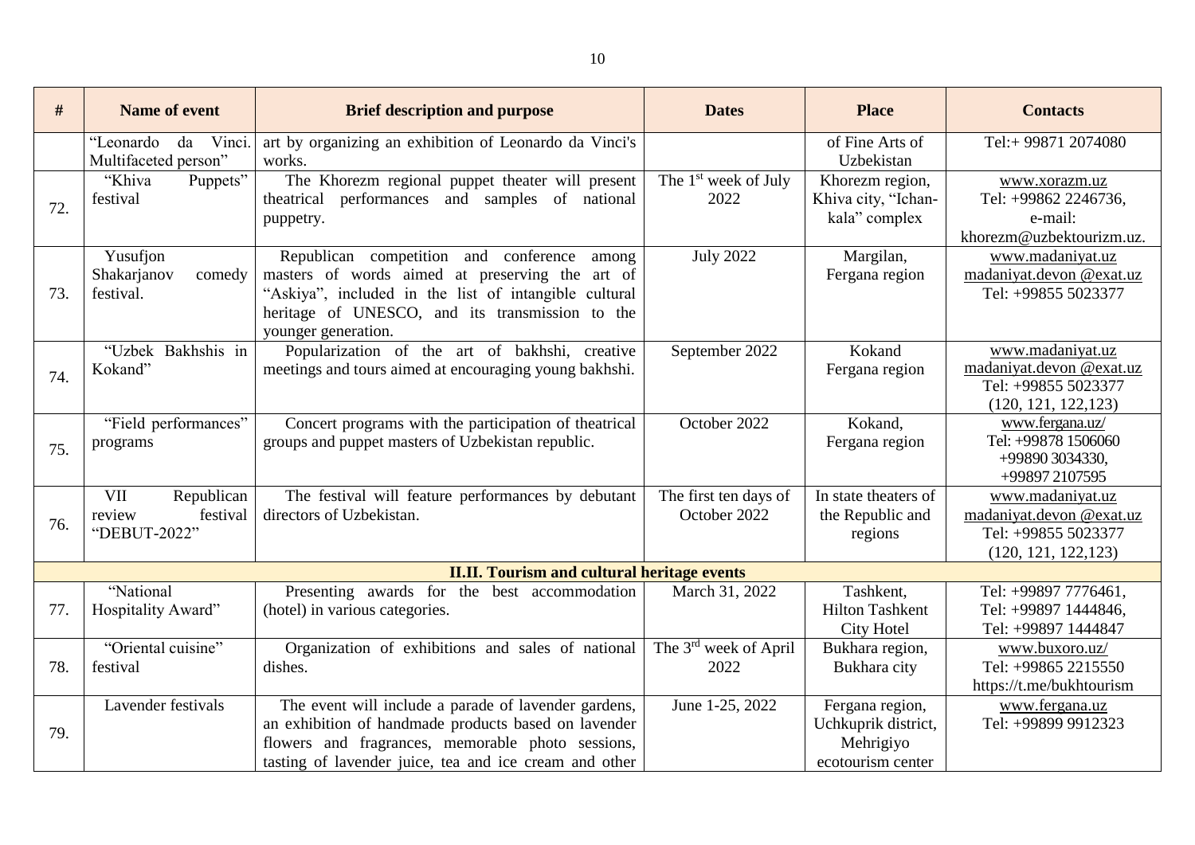| # | Name of event | Brief description and purpose | Dates | Place | Contacts |
|---|---|---|---|---|---|
| | "Leonardo da Vinci. Multifaceted person" | art by organizing an exhibition of Leonardo da Vinci's works. | | of Fine Arts of Uzbekistan | Tel:+ 99871 2074080 |
| 72. | "Khiva Puppets" festival | The Khorezm regional puppet theater will present theatrical performances and samples of national puppetry. | The 1st week of July 2022 | Khorezm region, Khiva city, "Ichan-kala" complex | www.xorazm.uz Tel: +99862 2246736, e-mail: khorezm@uzbektourizm.uz. |
| 73. | Yusufjon Shakarjanov comedy festival. | Republican competition and conference among masters of words aimed at preserving the art of "Askiya", included in the list of intangible cultural heritage of UNESCO, and its transmission to the younger generation. | July 2022 | Margilan, Fergana region | www.madaniyat.uz madaniyat.devon @exat.uz Tel: +99855 5023377 |
| 74. | "Uzbek Bakhshis in Kokand" | Popularization of the art of bakhshi, creative meetings and tours aimed at encouraging young bakhshi. | September 2022 | Kokand Fergana region | www.madaniyat.uz madaniyat.devon @exat.uz Tel: +99855 5023377 (120, 121, 122,123) |
| 75. | "Field performances" programs | Concert programs with the participation of theatrical groups and puppet masters of Uzbekistan republic. | October 2022 | Kokand, Fergana region | www.fergana.uz/ Tel: +99878 1506060 +99890 3034330, +99897 2107595 |
| 76. | VII Republican review festival "DEBUT-2022" | The festival will feature performances by debutant directors of Uzbekistan. | The first ten days of October 2022 | In state theaters of the Republic and regions | www.madaniyat.uz madaniyat.devon @exat.uz Tel: +99855 5023377 (120, 121, 122,123) |
| | | **II.II. Tourism and cultural heritage events** | | | |
| 77. | "National Hospitality Award" | Presenting awards for the best accommodation (hotel) in various categories. | March 31, 2022 | Tashkent, Hilton Tashkent City Hotel | Tel: +99897 7776461, Tel: +99897 1444846, Tel: +99897 1444847 |
| 78. | "Oriental cuisine" festival | Organization of exhibitions and sales of national dishes. | The 3rd week of April 2022 | Bukhara region, Bukhara city | www.buxoro.uz/ Tel: +99865 2215550 https://t.me/bukhtourism |
| 79. | Lavender festivals | The event will include a parade of lavender gardens, an exhibition of handmade products based on lavender flowers and fragrances, memorable photo sessions, tasting of lavender juice, tea and ice cream and other | June 1-25, 2022 | Fergana region, Uchkuprik district, Mehrigiyo ecotourism center | www.fergana.uz Tel: +99899 9912323 |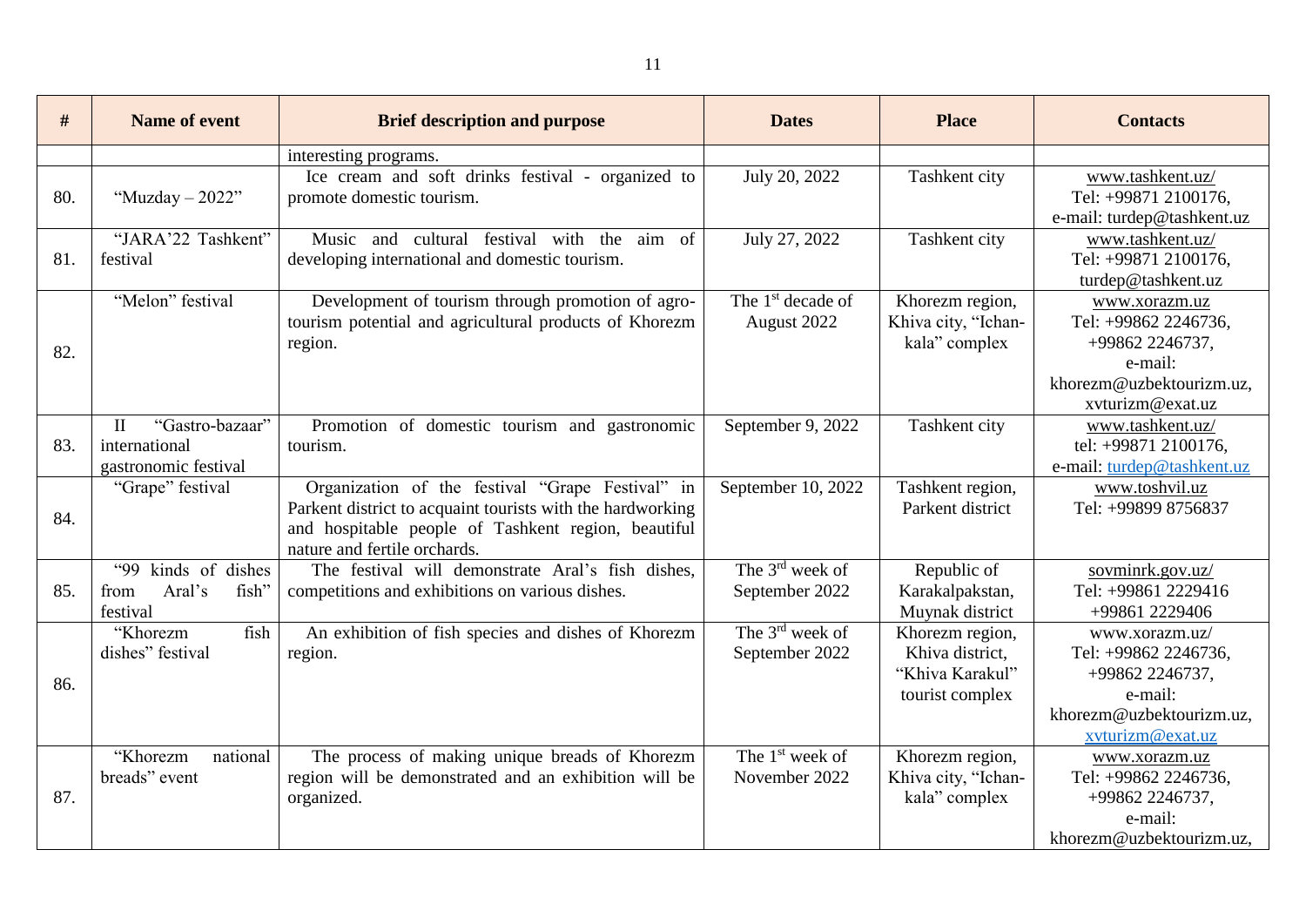| # | Name of event | Brief description and purpose | Dates | Place | Contacts |
|---|---|---|---|---|---|
| | | interesting programs. | | | |
| 80. | "Muzday – 2022" | Ice cream and soft drinks festival - organized to promote domestic tourism. | July 20, 2022 | Tashkent city | www.tashkent.uz/ Tel: +99871 2100176, e-mail: turdep@tashkent.uz |
| 81. | "JARA'22 Tashkent" festival | Music and cultural festival with the aim of developing international and domestic tourism. | July 27, 2022 | Tashkent city | www.tashkent.uz/ Tel: +99871 2100176, turdep@tashkent.uz |
| 82. | "Melon" festival | Development of tourism through promotion of agro-tourism potential and agricultural products of Khorezm region. | The 1st decade of August 2022 | Khorezm region, Khiva city, "Ichan-kala" complex | www.xorazm.uz Tel: +99862 2246736, +99862 2246737, e-mail: khorezm@uzbektourizm.uz, xvturizm@exat.uz |
| 83. | II "Gastro-bazaar" international gastronomic festival | Promotion of domestic tourism and gastronomic tourism. | September 9, 2022 | Tashkent city | www.tashkent.uz/ tel: +99871 2100176, e-mail: turdep@tashkent.uz |
| 84. | "Grape" festival | Organization of the festival "Grape Festival" in Parkent district to acquaint tourists with the hardworking and hospitable people of Tashkent region, beautiful nature and fertile orchards. | September 10, 2022 | Tashkent region, Parkent district | www.toshvil.uz Tel: +99899 8756837 |
| 85. | "99 kinds of dishes from Aral's fish" festival | The festival will demonstrate Aral's fish dishes, competitions and exhibitions on various dishes. | The 3rd week of September 2022 | Republic of Karakalpakstan, Muynak district | sovminrk.gov.uz/ Tel: +99861 2229416 +99861 2229406 |
| 86. | "Khorezm fish dishes" festival | An exhibition of fish species and dishes of Khorezm region. | The 3rd week of September 2022 | Khorezm region, Khiva district, "Khiva Karakul" tourist complex | www.xorazm.uz/ Tel: +99862 2246736, +99862 2246737, e-mail: khorezm@uzbektourizm.uz, xvturizm@exat.uz |
| 87. | "Khorezm national breads" event | The process of making unique breads of Khorezm region will be demonstrated and an exhibition will be organized. | The 1st week of November 2022 | Khorezm region, Khiva city, "Ichan-kala" complex | www.xorazm.uz Tel: +99862 2246736, +99862 2246737, e-mail: khorezm@uzbektourizm.uz, |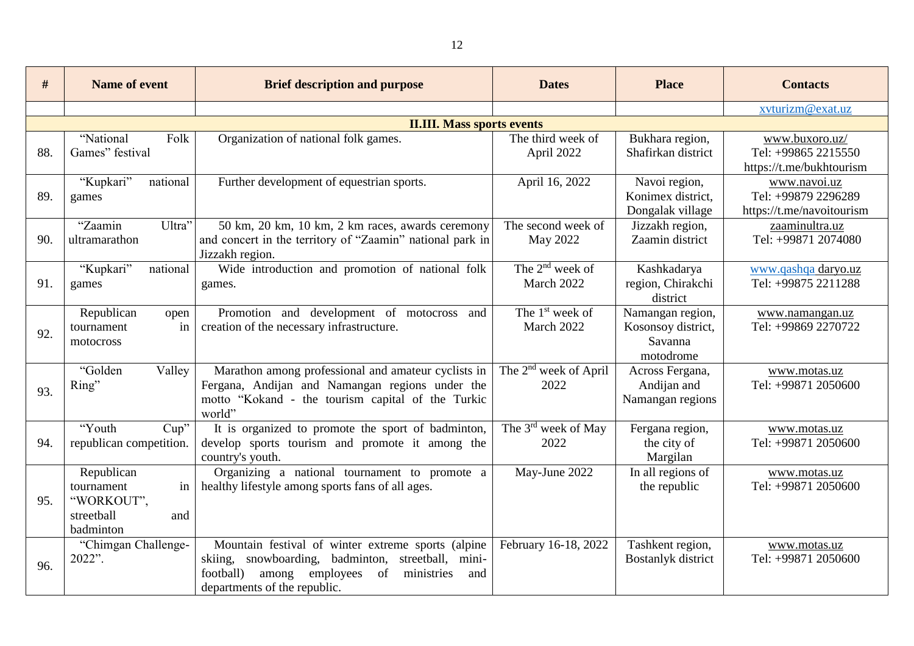| # | Name of event | Brief description and purpose | Dates | Place | Contacts |
|---|---|---|---|---|---|
| | | | | | xvturizm@exat.uz |
| **II.III. Mass sports events** | | | | | |
| 88. | "National Folk Games" festival | Organization of national folk games. | The third week of April 2022 | Bukhara region, Shafirkan district | www.buxoro.uz/ Tel: +99865 2215550 https://t.me/bukhtourism |
| 89. | "Kupkari" national games | Further development of equestrian sports. | April 16, 2022 | Navoi region, Konimex district, Dongalak village | www.navoi.uz Tel: +99879 2296289 https://t.me/navoitourism |
| 90. | "Zaamin Ultra" ultramarathon | 50 km, 20 km, 10 km, 2 km races, awards ceremony and concert in the territory of "Zaamin" national park in Jizzakh region. | The second week of May 2022 | Jizzakh region, Zaamin district | zaaminultra.uz Tel: +99871 2074080 |
| 91. | "Kupkari" national games | Wide introduction and promotion of national folk games. | The 2nd week of March 2022 | Kashkadarya region, Chirakchi district | www.qashqa daryo.uz Tel: +99875 2211288 |
| 92. | Republican open tournament in motocross | Promotion and development of motocross and creation of the necessary infrastructure. | The 1st week of March 2022 | Namangan region, Kosonsoy district, Savanna motodrome | www.namangan.uz Tel: +99869 2270722 |
| 93. | "Golden Valley Ring" | Marathon among professional and amateur cyclists in Fergana, Andijan and Namangan regions under the motto "Kokand - the tourism capital of the Turkic world" | The 2nd week of April 2022 | Across Fergana, Andijan and Namangan regions | www.motas.uz Tel: +99871 2050600 |
| 94. | "Youth Cup" republican competition. | It is organized to promote the sport of badminton, develop sports tourism and promote it among the country's youth. | The 3rd week of May 2022 | Fergana region, the city of Margilan | www.motas.uz Tel: +99871 2050600 |
| 95. | Republican tournament in "WORKOUT", streetball and badminton | Organizing a national tournament to promote a healthy lifestyle among sports fans of all ages. | May-June 2022 | In all regions of the republic | www.motas.uz Tel: +99871 2050600 |
| 96. | "Chimgan Challenge-2022". | Mountain festival of winter extreme sports (alpine skiing, snowboarding, badminton, streetball, mini-football) among employees of ministries and departments of the republic. | February 16-18, 2022 | Tashkent region, Bostanlyk district | www.motas.uz Tel: +99871 2050600 |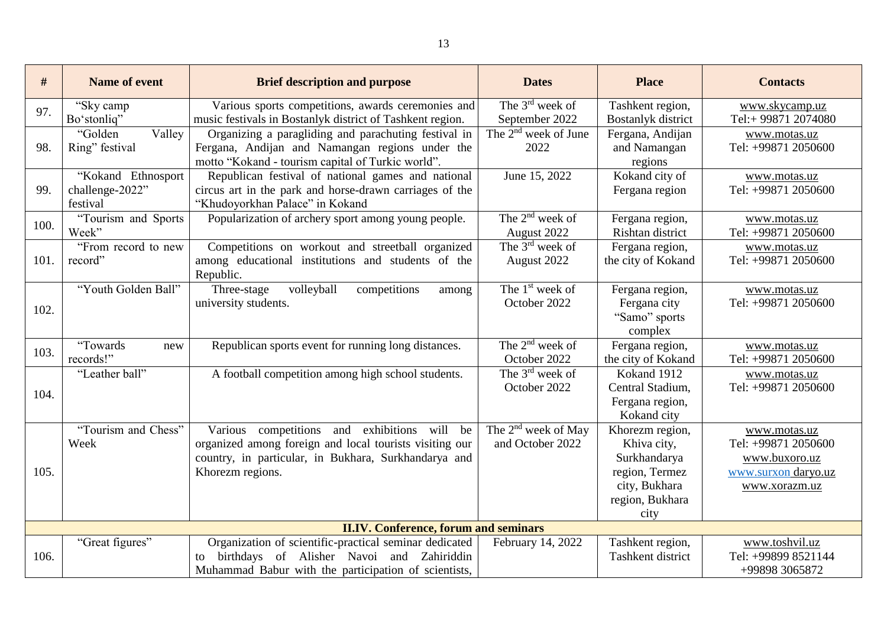| # | Name of event | Brief description and purpose | Dates | Place | Contacts |
|---|---|---|---|---|---|
| 97. | "Sky camp Bo'stonliq" | Various sports competitions, awards ceremonies and music festivals in Bostanlyk district of Tashkent region. | The 3rd week of September 2022 | Tashkent region, Bostanlyk district | www.skycamp.uz Tel:+ 99871 2074080 |
| 98. | "Golden Valley Ring" festival | Organizing a paragliding and parachuting festival in Fergana, Andijan and Namangan regions under the motto "Kokand - tourism capital of Turkic world". | The 2nd week of June 2022 | Fergana, Andijan and Namangan regions | www.motas.uz Tel: +99871 2050600 |
| 99. | "Kokand Ethnosport challenge-2022" festival | Republican festival of national games and national circus art in the park and horse-drawn carriages of the "Khudoyorkhan Palace" in Kokand | June 15, 2022 | Kokand city of Fergana region | www.motas.uz Tel: +99871 2050600 |
| 100. | "Tourism and Sports Week" | Popularization of archery sport among young people. | The 2nd week of August 2022 | Fergana region, Rishtan district | www.motas.uz Tel: +99871 2050600 |
| 101. | "From record to new record" | Competitions on workout and streetball organized among educational institutions and students of the Republic. | The 3rd week of August 2022 | Fergana region, the city of Kokand | www.motas.uz Tel: +99871 2050600 |
| 102. | "Youth Golden Ball" | Three-stage volleyball competitions among university students. | The 1st week of October 2022 | Fergana region, Fergana city "Samo" sports complex | www.motas.uz Tel: +99871 2050600 |
| 103. | "Towards new records!" | Republican sports event for running long distances. | The 2nd week of October 2022 | Fergana region, the city of Kokand | www.motas.uz Tel: +99871 2050600 |
| 104. | "Leather ball" | A football competition among high school students. | The 3rd week of October 2022 | Kokand 1912 Central Stadium, Fergana region, Kokand city | www.motas.uz Tel: +99871 2050600 |
| 105. | "Tourism and Chess" Week | Various competitions and exhibitions will be organized among foreign and local tourists visiting our country, in particular, in Bukhara, Surkhandarya and Khorezm regions. | The 2nd week of May and October 2022 | Khorezm region, Khiva city, Surkhandarya region, Termez city, Bukhara region, Bukhara city | www.motas.uz Tel: +99871 2050600 www.buxoro.uz www.surxon daryo.uz www.xorazm.uz |
| | | **II.IV. Conference, forum and seminars** | | | |
| 106. | "Great figures" | Organization of scientific-practical seminar dedicated to birthdays of Alisher Navoi and Zahiriddin Muhammad Babur with the participation of scientists, | February 14, 2022 | Tashkent region, Tashkent district | www.toshvil.uz Tel: +99899 8521144 +99898 3065872 |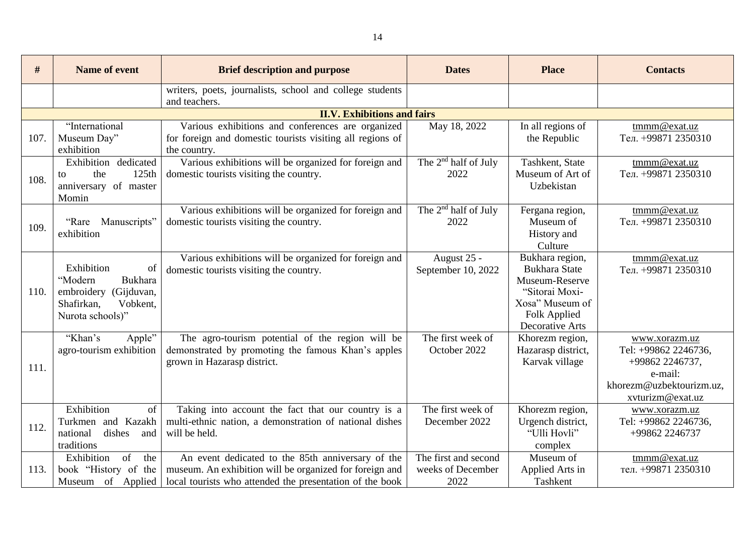| # | Name of event | Brief description and purpose | Dates | Place | Contacts |
|---|---|---|---|---|---|
| | | writers, poets, journalists, school and college students and teachers. | | | |
| | | **II.V. Exhibitions and fairs** | | | |
| 107. | "International Museum Day" exhibition | Various exhibitions and conferences are organized for foreign and domestic tourists visiting all regions of the country. | May 18, 2022 | In all regions of the Republic | tmmm@exat.uz Тел. +99871 2350310 |
| 108. | Exhibition dedicated to the 125th anniversary of master Momin | Various exhibitions will be organized for foreign and domestic tourists visiting the country. | The 2nd half of July 2022 | Tashkent, State Museum of Art of Uzbekistan | tmmm@exat.uz Тел. +99871 2350310 |
| 109. | "Rare Manuscripts" exhibition | Various exhibitions will be organized for foreign and domestic tourists visiting the country. | The 2nd half of July 2022 | Fergana region, Museum of History and Culture | tmmm@exat.uz Тел. +99871 2350310 |
| 110. | Exhibition of "Modern Bukhara embroidery (Gijduvan, Shafirkan, Vobkent, Nurota schools)" | Various exhibitions will be organized for foreign and domestic tourists visiting the country. | August 25 - September 10, 2022 | Bukhara region, Bukhara State Museum-Reserve "Sitorai Moxi-Xosa" Museum of Folk Applied Decorative Arts | tmmm@exat.uz Тел. +99871 2350310 |
| 111. | "Khan's Apple" agro-tourism exhibition | The agro-tourism potential of the region will be demonstrated by promoting the famous Khan's apples grown in Hazarasp district. | The first week of October 2022 | Khorezm region, Hazarasp district, Karvak village | www.xorazm.uz Tel: +99862 2246736, +99862 2246737, e-mail: khorezm@uzbektourizm.uz, xvturizm@exat.uz |
| 112. | Exhibition of Turkmen and Kazakh national dishes and traditions | Taking into account the fact that our country is a multi-ethnic nation, a demonstration of national dishes will be held. | The first week of December 2022 | Khorezm region, Urgench district, "Ulli Hovli" complex | www.xorazm.uz Tel: +99862 2246736, +99862 2246737 |
| 113. | Exhibition of the book "History of the Museum of Applied | An event dedicated to the 85th anniversary of the museum. An exhibition will be organized for foreign and local tourists who attended the presentation of the book | The first and second weeks of December 2022 | Museum of Applied Arts in Tashkent | tmmm@exat.uz тел. +99871 2350310 |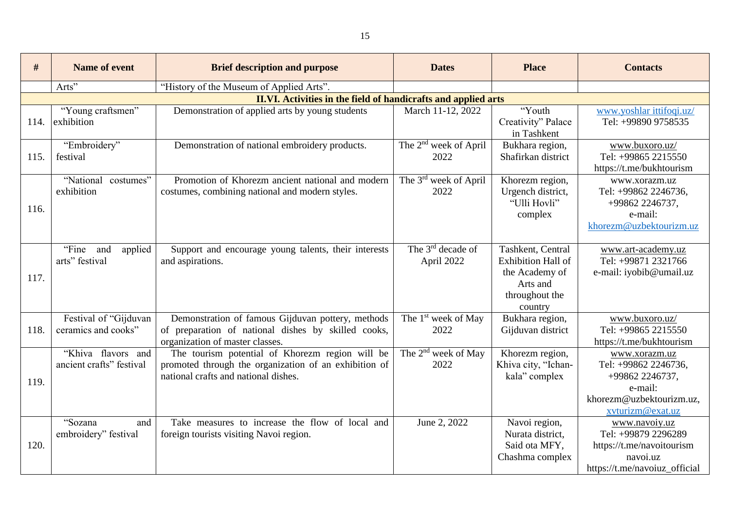| # | Name of event | Brief description and purpose | Dates | Place | Contacts |
|---|---|---|---|---|---|
| | Arts" | "History of the Museum of Applied Arts". | | | |
| **II.VI. Activities in the field of handicrafts and applied arts** | | | | | |
| 114. | "Young craftsmen" exhibition | Demonstration of applied arts by young students | March 11-12, 2022 | "Youth Creativity" Palace in Tashkent | www.yoshlar ittifoqi.uz/ Tel: +99890 9758535 |
| 115. | "Embroidery" festival | Demonstration of national embroidery products. | The 2nd week of April 2022 | Bukhara region, Shafirkan district | www.buxoro.uz/ Tel: +99865 2215550 https://t.me/bukhtourism |
| 116. | "National costumes" exhibition | Promotion of Khorezm ancient national and modern costumes, combining national and modern styles. | The 3rd week of April 2022 | Khorezm region, Urgench district, "Ulli Hovli" complex | www.xorazm.uz Tel: +99862 2246736, +99862 2246737, e-mail: khorezm@uzbektourizm.uz |
| 117. | "Fine and applied arts" festival | Support and encourage young talents, their interests and aspirations. | The 3rd decade of April 2022 | Tashkent, Central Exhibition Hall of the Academy of Arts and throughout the country | www.art-academy.uz Tel: +99871 2321766 e-mail: iyobib@umail.uz |
| 118. | Festival of "Gijduvan ceramics and cooks" | Demonstration of famous Gijduvan pottery, methods of preparation of national dishes by skilled cooks, organization of master classes. | The 1st week of May 2022 | Bukhara region, Gijduvan district | www.buxoro.uz/ Tel: +99865 2215550 https://t.me/bukhtourism |
| 119. | "Khiva flavors and ancient crafts" festival | The tourism potential of Khorezm region will be promoted through the organization of an exhibition of national crafts and national dishes. | The 2nd week of May 2022 | Khorezm region, Khiva city, "Ichan-kala" complex | www.xorazm.uz Tel: +99862 2246736, +99862 2246737, e-mail: khorezm@uzbektourizm.uz, xvturizm@exat.uz |
| 120. | "Sozana and embroidery" festival | Take measures to increase the flow of local and foreign tourists visiting Navoi region. | June 2, 2022 | Navoi region, Nurata district, Said ota MFY, Chashma complex | www.navoiy.uz Tel: +99879 2296289 https://t.me/navoitourism navoi.uz https://t.me/navoiuz_official |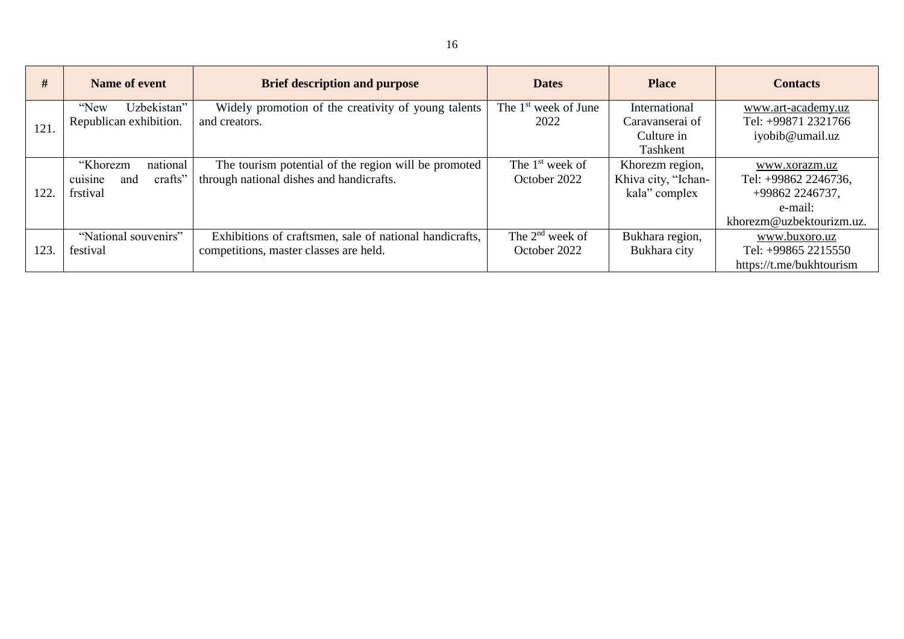| # | Name of event | Brief description and purpose | Dates | Place | Contacts |
|---|---|---|---|---|---|
| 121. | "New Uzbekistan" Republican exhibition. | Widely promotion of the creativity of young talents and creators. | The 1st week of June 2022 | International Caravanserai of Culture in Tashkent | www.art-academy.uz<br>Tel: +99871 2321766<br>iyobib@umail.uz |
| 122. | "Khorezm national cuisine and crafts" frstival | The tourism potential of the region will be promoted through national dishes and handicrafts. | The 1st week of October 2022 | Khorezm region, Khiva city, "Ichan-kala" complex | www.xorazm.uz<br>Tel: +99862 2246736,<br>+99862 2246737,<br>e-mail:<br>khorezm@uzbektourizm.uz. |
| 123. | "National souvenirs" festival | Exhibitions of craftsmen, sale of national handicrafts, competitions, master classes are held. | The 2nd week of October 2022 | Bukhara region, Bukhara city | www.buxoro.uz<br>Tel: +99865 2215550<br>https://t.me/bukhtourism |